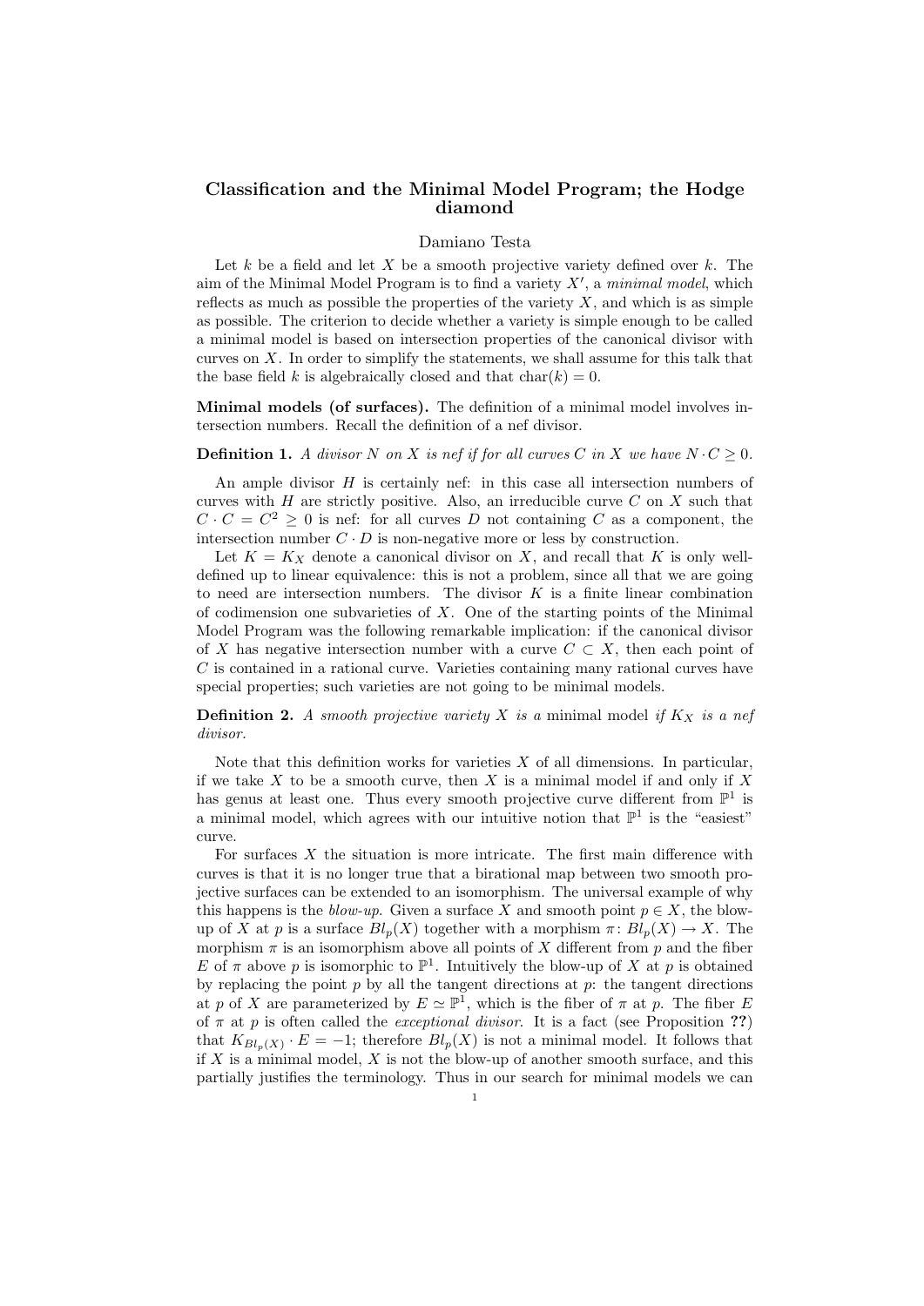# Classification and the Minimal Model Program; the Hodge diamond

Damiano Testa

Let $k$ be a field and let $X$ be a smooth projective variety defined over $k$. The aim of the Minimal Model Program is to find a variety $X'$, a *minimal model*, which reflects as much as possible the properties of the variety $X$, and which is as simple as possible. The criterion to decide whether a variety is simple enough to be called a minimal model is based on intersection properties of the canonical divisor with curves on $X$. In order to simplify the statements, we shall assume for this talk that the base field $k$ is algebraically closed and that $\mathrm{char}(k) = 0$.

**Minimal models (of surfaces).** The definition of a minimal model involves intersection numbers. Recall the definition of a nef divisor.

**Definition 1.** *A divisor $N$ on $X$ is nef if for all curves $C$ in $X$ we have $N \cdot C \geq 0$.*

An ample divisor $H$ is certainly nef: in this case all intersection numbers of curves with $H$ are strictly positive. Also, an irreducible curve $C$ on $X$ such that $C \cdot C = C^2 \geq 0$ is nef: for all curves $D$ not containing $C$ as a component, the intersection number $C \cdot D$ is non-negative more or less by construction.

Let $K = K_X$ denote a canonical divisor on $X$, and recall that $K$ is only well-defined up to linear equivalence: this is not a problem, since all that we are going to need are intersection numbers. The divisor $K$ is a finite linear combination of codimension one subvarieties of $X$. One of the starting points of the Minimal Model Program was the following remarkable implication: if the canonical divisor of $X$ has negative intersection number with a curve $C \subset X$, then each point of $C$ is contained in a rational curve. Varieties containing many rational curves have special properties; such varieties are not going to be minimal models.

**Definition 2.** *A smooth projective variety $X$ is a* minimal model *if $K_X$ is a nef divisor.*

Note that this definition works for varieties $X$ of all dimensions. In particular, if we take $X$ to be a smooth curve, then $X$ is a minimal model if and only if $X$ has genus at least one. Thus every smooth projective curve different from $\mathbb{P}^1$ is a minimal model, which agrees with our intuitive notion that $\mathbb{P}^1$ is the "easiest" curve.

For surfaces $X$ the situation is more intricate. The first main difference with curves is that it is no longer true that a birational map between two smooth projective surfaces can be extended to an isomorphism. The universal example of why this happens is the *blow-up*. Given a surface $X$ and smooth point $p \in X$, the blow-up of $X$ at $p$ is a surface $Bl_p(X)$ together with a morphism $\pi\colon Bl_p(X) \to X$. The morphism $\pi$ is an isomorphism above all points of $X$ different from $p$ and the fiber $E$ of $\pi$ above $p$ is isomorphic to $\mathbb{P}^1$. Intuitively the blow-up of $X$ at $p$ is obtained by replacing the point $p$ by all the tangent directions at $p$: the tangent directions at $p$ of $X$ are parameterized by $E \simeq \mathbb{P}^1$, which is the fiber of $\pi$ at $p$. The fiber $E$ of $\pi$ at $p$ is often called the *exceptional divisor*. It is a fact (see Proposition **??**) that $K_{Bl_p(X)} \cdot E = -1$; therefore $Bl_p(X)$ is not a minimal model. It follows that if $X$ is a minimal model, $X$ is not the blow-up of another smooth surface, and this partially justifies the terminology. Thus in our search for minimal models we can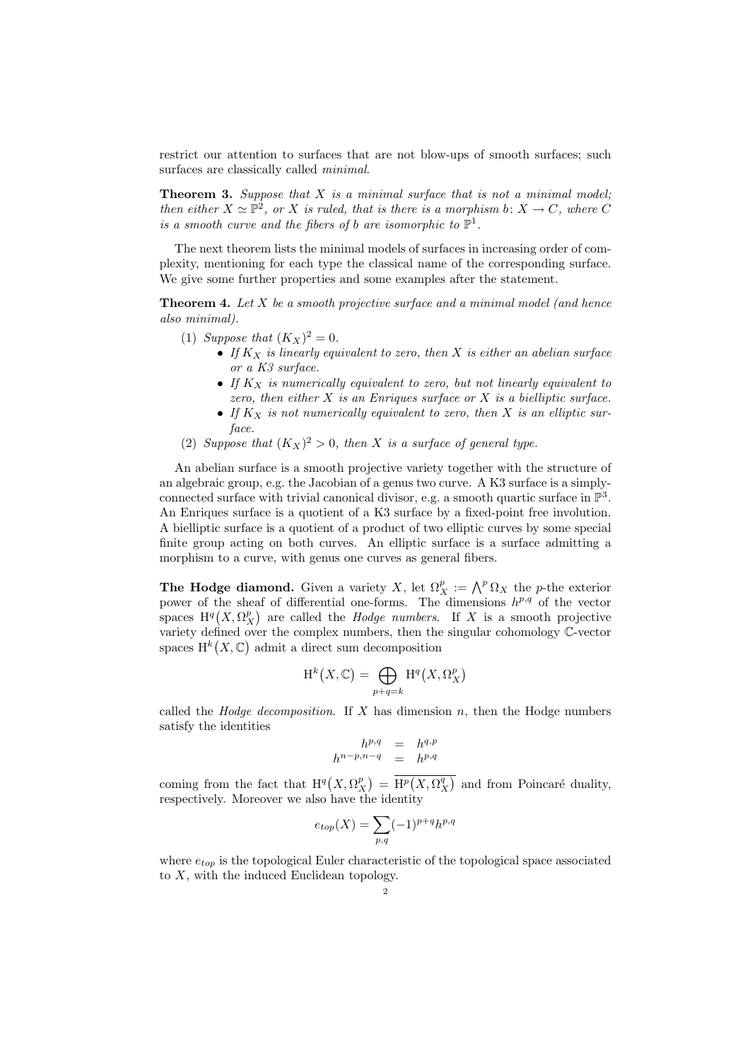restrict our attention to surfaces that are not blow-ups of smooth surfaces; such surfaces are classically called *minimal*.

**Theorem 3.** *Suppose that $X$ is a minimal surface that is not a minimal model; then either $X \simeq \mathbb{P}^2$, or $X$ is ruled, that is there is a morphism $b \colon X \to C$, where $C$ is a smooth curve and the fibers of $b$ are isomorphic to $\mathbb{P}^1$.*

The next theorem lists the minimal models of surfaces in increasing order of complexity, mentioning for each type the classical name of the corresponding surface. We give some further properties and some examples after the statement.

**Theorem 4.** *Let $X$ be a smooth projective surface and a minimal model (and hence also minimal).*

(1) *Suppose that $(K_X)^2 = 0$.*
   - *If $K_X$ is linearly equivalent to zero, then $X$ is either an abelian surface or a K3 surface.*
   - *If $K_X$ is numerically equivalent to zero, but not linearly equivalent to zero, then either $X$ is an Enriques surface or $X$ is a bielliptic surface.*
   - *If $K_X$ is not numerically equivalent to zero, then $X$ is an elliptic surface.*

(2) *Suppose that $(K_X)^2 > 0$, then $X$ is a surface of general type.*

An abelian surface is a smooth projective variety together with the structure of an algebraic group, e.g. the Jacobian of a genus two curve. A K3 surface is a simply-connected surface with trivial canonical divisor, e.g. a smooth quartic surface in $\mathbb{P}^3$. An Enriques surface is a quotient of a K3 surface by a fixed-point free involution. A bielliptic surface is a quotient of a product of two elliptic curves by some special finite group acting on both curves. An elliptic surface is a surface admitting a morphism to a curve, with genus one curves as general fibers.

**The Hodge diamond.** Given a variety $X$, let $\Omega_X^p := \bigwedge^p \Omega_X$ the $p$-the exterior power of the sheaf of differential one-forms. The dimensions $h^{p,q}$ of the vector spaces $\mathrm{H}^q\big(X, \Omega_X^p\big)$ are called the *Hodge numbers*. If $X$ is a smooth projective variety defined over the complex numbers, then the singular cohomology $\mathbb{C}$-vector spaces $\mathrm{H}^k\big(X, \mathbb{C}\big)$ admit a direct sum decomposition

$$\mathrm{H}^k\big(X, \mathbb{C}\big) = \bigoplus_{p+q=k} \mathrm{H}^q\big(X, \Omega_X^p\big)$$

called the *Hodge decomposition*. If $X$ has dimension $n$, then the Hodge numbers satisfy the identities

$$\begin{aligned} h^{p,q} &= h^{q,p} \\ h^{n-p,n-q} &= h^{p,q} \end{aligned}$$

coming from the fact that $\mathrm{H}^q\big(X, \Omega_X^p\big) = \overline{\mathrm{H}^p\big(X, \Omega_X^q\big)}$ and from Poincaré duality, respectively. Moreover we also have the identity

$$e_{top}(X) = \sum_{p,q} (-1)^{p+q} h^{p,q}$$

where $e_{top}$ is the topological Euler characteristic of the topological space associated to $X$, with the induced Euclidean topology.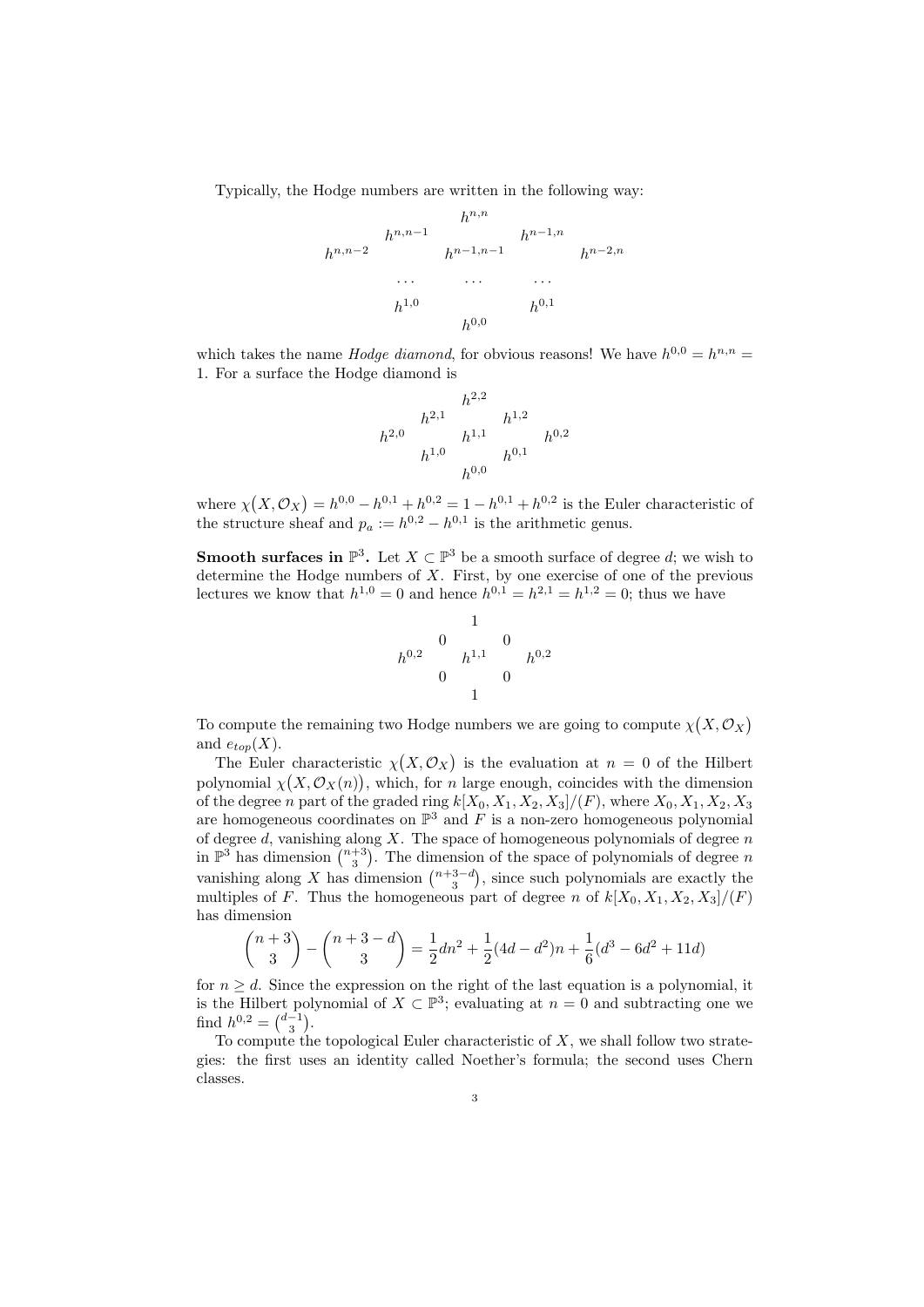Typically, the Hodge numbers are written in the following way:

$$
\begin{array}{ccccccc}
 & & & h^{n,n} & & & \\
 & & h^{n,n-1} & & h^{n-1,n} & & \\
 & h^{n,n-2} & & h^{n-1,n-1} & & h^{n-2,n} & \\
 & & \cdots & \cdots & \cdots & & \\
 & & h^{1,0} & & h^{0,1} & & \\
 & & & h^{0,0} & & &
\end{array}
$$

which takes the name *Hodge diamond*, for obvious reasons! We have $h^{0,0} = h^{n,n} = 1$. For a surface the Hodge diamond is

$$
\begin{array}{ccccc}
 & & h^{2,2} & & \\
 & h^{2,1} & & h^{1,2} & \\
h^{2,0} & & h^{1,1} & & h^{0,2} \\
 & h^{1,0} & & h^{0,1} & \\
 & & h^{0,0} & &
\end{array}
$$

where $\chi\big(X, \mathcal{O}_X\big) = h^{0,0} - h^{0,1} + h^{0,2} = 1 - h^{0,1} + h^{0,2}$ is the Euler characteristic of the structure sheaf and $p_a := h^{0,2} - h^{0,1}$ is the arithmetic genus.

**Smooth surfaces in $\mathbb{P}^3$.** Let $X \subset \mathbb{P}^3$ be a smooth surface of degree $d$; we wish to determine the Hodge numbers of $X$. First, by one exercise of one of the previous lectures we know that $h^{1,0} = 0$ and hence $h^{0,1} = h^{2,1} = h^{1,2} = 0$; thus we have

$$
\begin{array}{ccccc}
 & & 1 & & \\
 & 0 & & 0 & \\
h^{0,2} & & h^{1,1} & & h^{0,2} \\
 & 0 & & 0 & \\
 & & 1 & &
\end{array}
$$

To compute the remaining two Hodge numbers we are going to compute $\chi\big(X, \mathcal{O}_X\big)$ and $e_{top}(X)$.

The Euler characteristic $\chi\big(X, \mathcal{O}_X\big)$ is the evaluation at $n = 0$ of the Hilbert polynomial $\chi\big(X, \mathcal{O}_X(n)\big)$, which, for $n$ large enough, coincides with the dimension of the degree $n$ part of the graded ring $k[X_0, X_1, X_2, X_3]/(F)$, where $X_0, X_1, X_2, X_3$ are homogeneous coordinates on $\mathbb{P}^3$ and $F$ is a non-zero homogeneous polynomial of degree $d$, vanishing along $X$. The space of homogeneous polynomials of degree $n$ in $\mathbb{P}^3$ has dimension $\binom{n+3}{3}$. The dimension of the space of polynomials of degree $n$ vanishing along $X$ has dimension $\binom{n+3-d}{3}$, since such polynomials are exactly the multiples of $F$. Thus the homogeneous part of degree $n$ of $k[X_0, X_1, X_2, X_3]/(F)$ has dimension

$$
\binom{n+3}{3} - \binom{n+3-d}{3} = \frac{1}{2}dn^2 + \frac{1}{2}(4d - d^2)n + \frac{1}{6}(d^3 - 6d^2 + 11d)
$$

for $n \geq d$. Since the expression on the right of the last equation is a polynomial, it is the Hilbert polynomial of $X \subset \mathbb{P}^3$; evaluating at $n = 0$ and subtracting one we find $h^{0,2} = \binom{d-1}{3}$.

To compute the topological Euler characteristic of $X$, we shall follow two strategies: the first uses an identity called Noether's formula; the second uses Chern classes.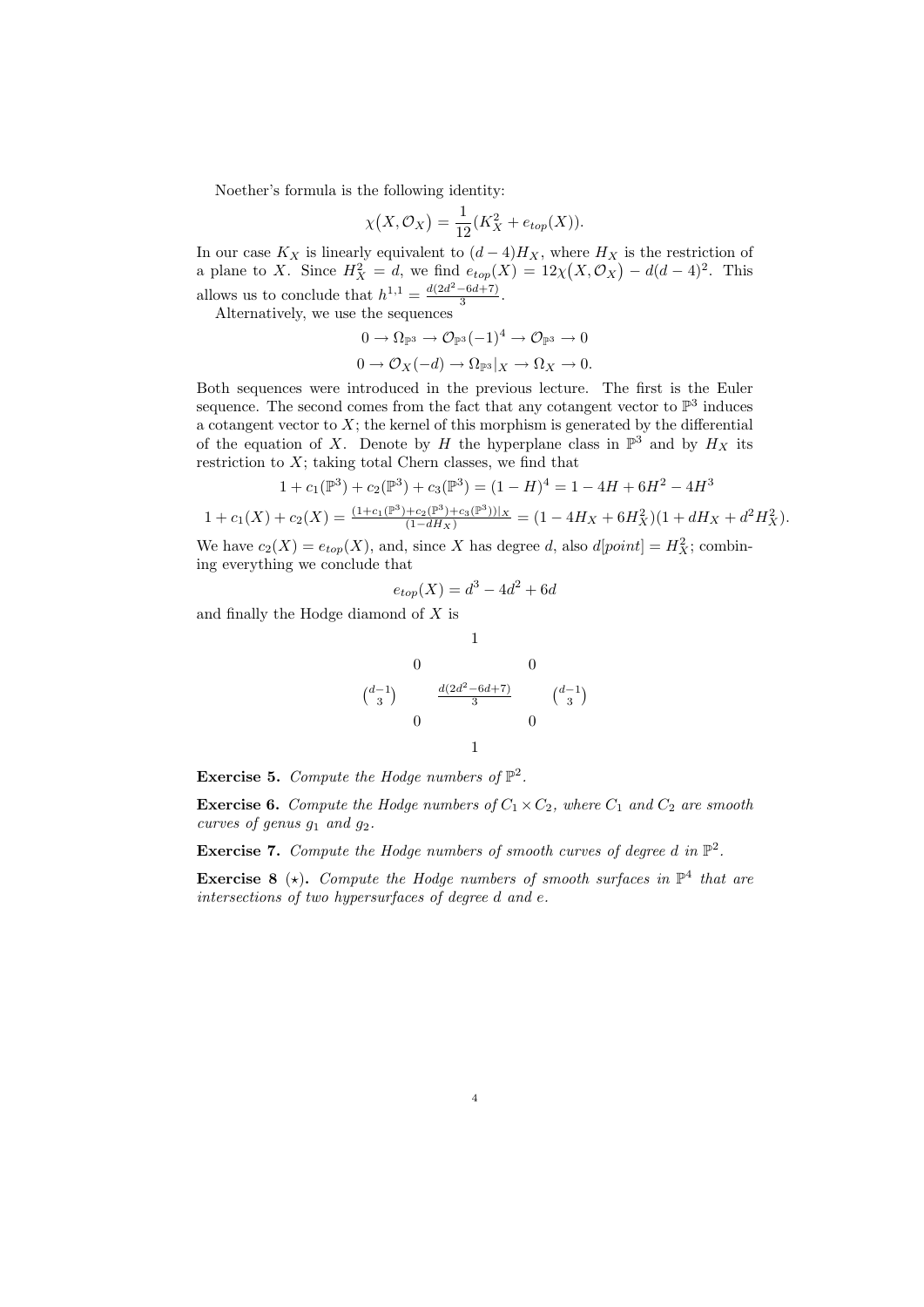Noether's formula is the following identity:

$$\chi\big(X, \mathcal{O}_X\big) = \frac{1}{12}(K_X^2 + e_{top}(X)).$$

In our case $K_X$ is linearly equivalent to $(d-4)H_X$, where $H_X$ is the restriction of a plane to $X$. Since $H_X^2 = d$, we find $e_{top}(X) = 12\chi\big(X, \mathcal{O}_X\big) - d(d-4)^2$. This allows us to conclude that $h^{1,1} = \frac{d(2d^2-6d+7)}{3}$.

Alternatively, we use the sequences

$$0 \to \Omega_{\mathbb{P}^3} \to \mathcal{O}_{\mathbb{P}^3}(-1)^4 \to \mathcal{O}_{\mathbb{P}^3} \to 0$$

$$0 \to \mathcal{O}_X(-d) \to \Omega_{\mathbb{P}^3}|_X \to \Omega_X \to 0.$$

Both sequences were introduced in the previous lecture. The first is the Euler sequence. The second comes from the fact that any cotangent vector to $\mathbb{P}^3$ induces a cotangent vector to $X$; the kernel of this morphism is generated by the differential of the equation of $X$. Denote by $H$ the hyperplane class in $\mathbb{P}^3$ and by $H_X$ its restriction to $X$; taking total Chern classes, we find that

$$1 + c_1(\mathbb{P}^3) + c_2(\mathbb{P}^3) + c_3(\mathbb{P}^3) = (1-H)^4 = 1 - 4H + 6H^2 - 4H^3$$

$$1 + c_1(X) + c_2(X) = \frac{(1 + c_1(\mathbb{P}^3) + c_2(\mathbb{P}^3) + c_3(\mathbb{P}^3))|_X}{(1 - dH_X)} = (1 - 4H_X + 6H_X^2)(1 + dH_X + d^2H_X^2).$$

We have $c_2(X) = e_{top}(X)$, and, since $X$ has degree $d$, also $d[point] = H_X^2$; combining everything we conclude that

$$e_{top}(X) = d^3 - 4d^2 + 6d$$

and finally the Hodge diamond of $X$ is

$$\begin{array}{ccccc}
 & & 1 & & \\
 & 0 & & 0 & \\
\binom{d-1}{3} & & \frac{d(2d^2-6d+7)}{3} & & \binom{d-1}{3} \\
 & 0 & & 0 & \\
 & & 1 & &
\end{array}$$

**Exercise 5.** *Compute the Hodge numbers of $\mathbb{P}^2$.*

**Exercise 6.** *Compute the Hodge numbers of $C_1 \times C_2$, where $C_1$ and $C_2$ are smooth curves of genus $g_1$ and $g_2$.*

**Exercise 7.** *Compute the Hodge numbers of smooth curves of degree $d$ in $\mathbb{P}^2$.*

**Exercise 8 ($\star$).** *Compute the Hodge numbers of smooth surfaces in $\mathbb{P}^4$ that are intersections of two hypersurfaces of degree $d$ and $e$.*